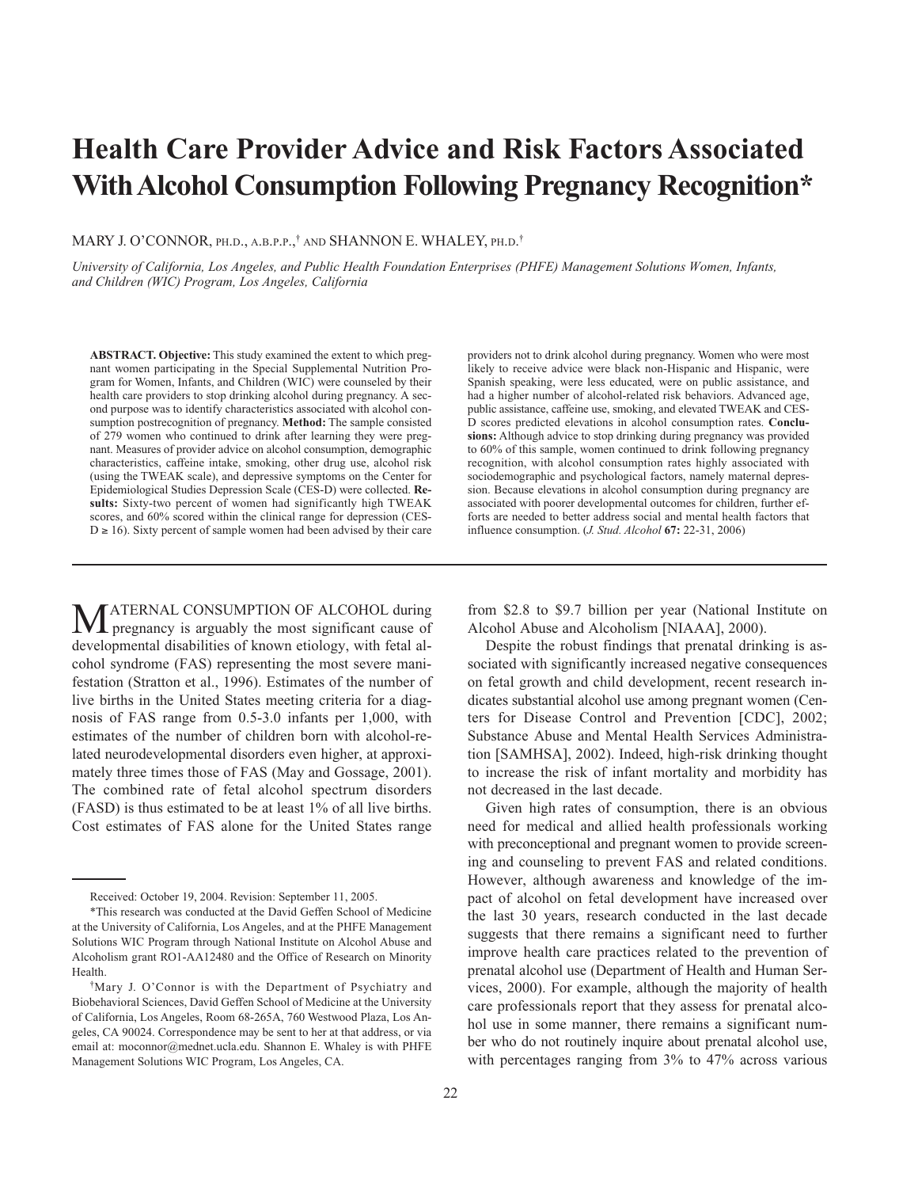# Health Care Provider Advice and Risk Factors Associated With Alcohol Consumption Following Pregnancy Recognition*

MARY J. O'CONNOR, PH.D., A.B.P.P.,[†] AND SHANNON E. WHALEY, PH.D.[†]

*University of California, Los Angeles, and Public Health Foundation Enterprises (PHFE) Management Solutions Women, Infants, and Children (WIC) Program, Los Angeles, California*

**ABSTRACT. Objective:** This study examined the extent to which pregnant women participating in the Special Supplemental Nutrition Program for Women, Infants, and Children (WIC) were counseled by their health care providers to stop drinking alcohol during pregnancy. A second purpose was to identify characteristics associated with alcohol consumption postrecognition of pregnancy. **Method:** The sample consisted of 279 women who continued to drink after learning they were pregnant. Measures of provider advice on alcohol consumption, demographic characteristics, caffeine intake, smoking, other drug use, alcohol risk (using the TWEAK scale), and depressive symptoms on the Center for Epidemiological Studies Depression Scale (CES-D) were collected. **Results:** Sixty-two percent of women had significantly high TWEAK scores, and 60% scored within the clinical range for depression (CES-D ≥ 16). Sixty percent of sample women had been advised by their care providers not to drink alcohol during pregnancy. Women who were most likely to receive advice were black non-Hispanic and Hispanic, were Spanish speaking, were less educated, were on public assistance, and had a higher number of alcohol-related risk behaviors. Advanced age, public assistance, caffeine use, smoking, and elevated TWEAK and CES-D scores predicted elevations in alcohol consumption rates. **Conclusions:** Although advice to stop drinking during pregnancy was provided to 60% of this sample, women continued to drink following pregnancy recognition, with alcohol consumption rates highly associated with sociodemographic and psychological factors, namely maternal depression. Because elevations in alcohol consumption during pregnancy are associated with poorer developmental outcomes for children, further efforts are needed to better address social and mental health factors that influence consumption. (*J. Stud. Alcohol* **67:** 22-31, 2006)

MATERNAL CONSUMPTION OF ALCOHOL during pregnancy is arguably the most significant cause of developmental disabilities of known etiology, with fetal alcohol syndrome (FAS) representing the most severe manifestation (Stratton et al., 1996). Estimates of the number of live births in the United States meeting criteria for a diagnosis of FAS range from 0.5-3.0 infants per 1,000, with estimates of the number of children born with alcohol-related neurodevelopmental disorders even higher, at approximately three times those of FAS (May and Gossage, 2001). The combined rate of fetal alcohol spectrum disorders (FASD) is thus estimated to be at least 1% of all live births. Cost estimates of FAS alone for the United States range from \$2.8 to \$9.7 billion per year (National Institute on Alcohol Abuse and Alcoholism [NIAAA], 2000).

Despite the robust findings that prenatal drinking is associated with significantly increased negative consequences on fetal growth and child development, recent research indicates substantial alcohol use among pregnant women (Centers for Disease Control and Prevention [CDC], 2002; Substance Abuse and Mental Health Services Administration [SAMHSA], 2002). Indeed, high-risk drinking thought to increase the risk of infant mortality and morbidity has not decreased in the last decade.

Given high rates of consumption, there is an obvious need for medical and allied health professionals working with preconceptional and pregnant women to provide screening and counseling to prevent FAS and related conditions. However, although awareness and knowledge of the impact of alcohol on fetal development have increased over the last 30 years, research conducted in the last decade suggests that there remains a significant need to further improve health care practices related to the prevention of prenatal alcohol use (Department of Health and Human Services, 2000). For example, although the majority of health care professionals report that they assess for prenatal alcohol use in some manner, there remains a significant number who do not routinely inquire about prenatal alcohol use, with percentages ranging from 3% to 47% across various

---

Received: October 19, 2004. Revision: September 11, 2005.

*This research was conducted at the David Geffen School of Medicine at the University of California, Los Angeles, and at the PHFE Management Solutions WIC Program through National Institute on Alcohol Abuse and Alcoholism grant RO1-AA12480 and the Office of Research on Minority Health.

[†]Mary J. O'Connor is with the Department of Psychiatry and Biobehavioral Sciences, David Geffen School of Medicine at the University of California, Los Angeles, Room 68-265A, 760 Westwood Plaza, Los Angeles, CA 90024. Correspondence may be sent to her at that address, or via email at: moconnor@mednet.ucla.edu. Shannon E. Whaley is with PHFE Management Solutions WIC Program, Los Angeles, CA.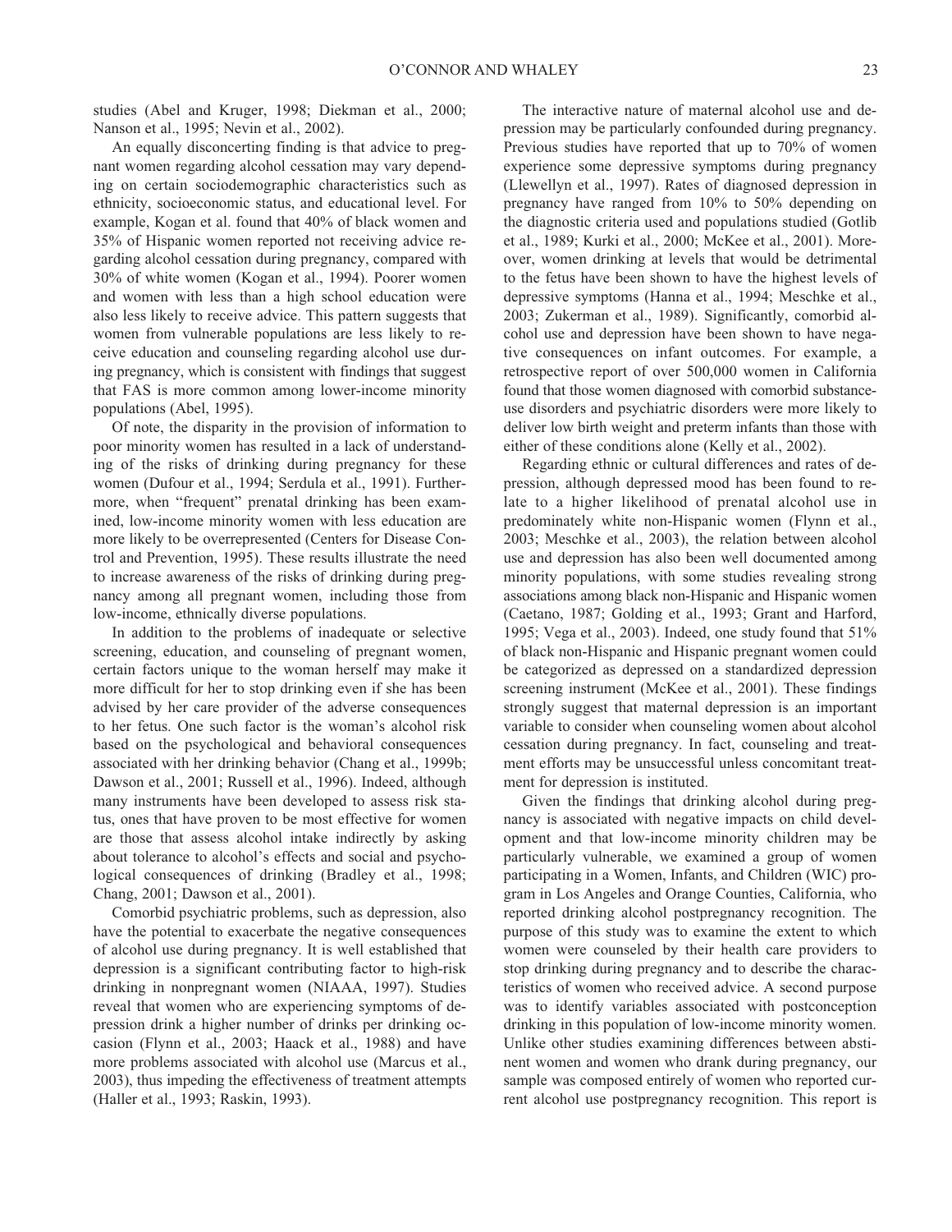studies (Abel and Kruger, 1998; Diekman et al., 2000; Nanson et al., 1995; Nevin et al., 2002).

An equally disconcerting finding is that advice to pregnant women regarding alcohol cessation may vary depending on certain sociodemographic characteristics such as ethnicity, socioeconomic status, and educational level. For example, Kogan et al. found that 40% of black women and 35% of Hispanic women reported not receiving advice regarding alcohol cessation during pregnancy, compared with 30% of white women (Kogan et al., 1994). Poorer women and women with less than a high school education were also less likely to receive advice. This pattern suggests that women from vulnerable populations are less likely to receive education and counseling regarding alcohol use during pregnancy, which is consistent with findings that suggest that FAS is more common among lower-income minority populations (Abel, 1995).

Of note, the disparity in the provision of information to poor minority women has resulted in a lack of understanding of the risks of drinking during pregnancy for these women (Dufour et al., 1994; Serdula et al., 1991). Furthermore, when "frequent" prenatal drinking has been examined, low-income minority women with less education are more likely to be overrepresented (Centers for Disease Control and Prevention, 1995). These results illustrate the need to increase awareness of the risks of drinking during pregnancy among all pregnant women, including those from low-income, ethnically diverse populations.

In addition to the problems of inadequate or selective screening, education, and counseling of pregnant women, certain factors unique to the woman herself may make it more difficult for her to stop drinking even if she has been advised by her care provider of the adverse consequences to her fetus. One such factor is the woman's alcohol risk based on the psychological and behavioral consequences associated with her drinking behavior (Chang et al., 1999b; Dawson et al., 2001; Russell et al., 1996). Indeed, although many instruments have been developed to assess risk status, ones that have proven to be most effective for women are those that assess alcohol intake indirectly by asking about tolerance to alcohol's effects and social and psychological consequences of drinking (Bradley et al., 1998; Chang, 2001; Dawson et al., 2001).

Comorbid psychiatric problems, such as depression, also have the potential to exacerbate the negative consequences of alcohol use during pregnancy. It is well established that depression is a significant contributing factor to high-risk drinking in nonpregnant women (NIAAA, 1997). Studies reveal that women who are experiencing symptoms of depression drink a higher number of drinks per drinking occasion (Flynn et al., 2003; Haack et al., 1988) and have more problems associated with alcohol use (Marcus et al., 2003), thus impeding the effectiveness of treatment attempts (Haller et al., 1993; Raskin, 1993).

The interactive nature of maternal alcohol use and depression may be particularly confounded during pregnancy. Previous studies have reported that up to 70% of women experience some depressive symptoms during pregnancy (Llewellyn et al., 1997). Rates of diagnosed depression in pregnancy have ranged from 10% to 50% depending on the diagnostic criteria used and populations studied (Gotlib et al., 1989; Kurki et al., 2000; McKee et al., 2001). Moreover, women drinking at levels that would be detrimental to the fetus have been shown to have the highest levels of depressive symptoms (Hanna et al., 1994; Meschke et al., 2003; Zukerman et al., 1989). Significantly, comorbid alcohol use and depression have been shown to have negative consequences on infant outcomes. For example, a retrospective report of over 500,000 women in California found that those women diagnosed with comorbid substance-use disorders and psychiatric disorders were more likely to deliver low birth weight and preterm infants than those with either of these conditions alone (Kelly et al., 2002).

Regarding ethnic or cultural differences and rates of depression, although depressed mood has been found to relate to a higher likelihood of prenatal alcohol use in predominately white non-Hispanic women (Flynn et al., 2003; Meschke et al., 2003), the relation between alcohol use and depression has also been well documented among minority populations, with some studies revealing strong associations among black non-Hispanic and Hispanic women (Caetano, 1987; Golding et al., 1993; Grant and Harford, 1995; Vega et al., 2003). Indeed, one study found that 51% of black non-Hispanic and Hispanic pregnant women could be categorized as depressed on a standardized depression screening instrument (McKee et al., 2001). These findings strongly suggest that maternal depression is an important variable to consider when counseling women about alcohol cessation during pregnancy. In fact, counseling and treatment efforts may be unsuccessful unless concomitant treatment for depression is instituted.

Given the findings that drinking alcohol during pregnancy is associated with negative impacts on child development and that low-income minority children may be particularly vulnerable, we examined a group of women participating in a Women, Infants, and Children (WIC) program in Los Angeles and Orange Counties, California, who reported drinking alcohol postpregnancy recognition. The purpose of this study was to examine the extent to which women were counseled by their health care providers to stop drinking during pregnancy and to describe the characteristics of women who received advice. A second purpose was to identify variables associated with postconception drinking in this population of low-income minority women. Unlike other studies examining differences between abstinent women and women who drank during pregnancy, our sample was composed entirely of women who reported current alcohol use postpregnancy recognition. This report is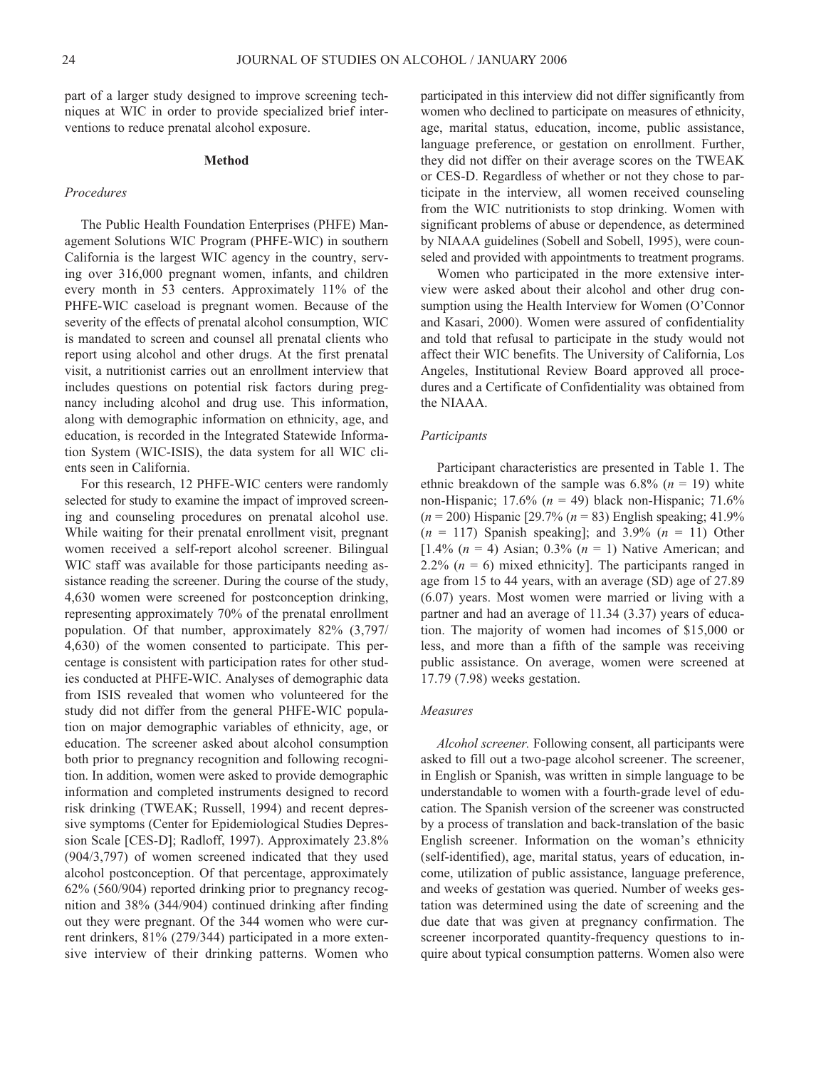part of a larger study designed to improve screening techniques at WIC in order to provide specialized brief interventions to reduce prenatal alcohol exposure.

## Method

### *Procedures*

The Public Health Foundation Enterprises (PHFE) Management Solutions WIC Program (PHFE-WIC) in southern California is the largest WIC agency in the country, serving over 316,000 pregnant women, infants, and children every month in 53 centers. Approximately 11% of the PHFE-WIC caseload is pregnant women. Because of the severity of the effects of prenatal alcohol consumption, WIC is mandated to screen and counsel all prenatal clients who report using alcohol and other drugs. At the first prenatal visit, a nutritionist carries out an enrollment interview that includes questions on potential risk factors during pregnancy including alcohol and drug use. This information, along with demographic information on ethnicity, age, and education, is recorded in the Integrated Statewide Information System (WIC-ISIS), the data system for all WIC clients seen in California.

For this research, 12 PHFE-WIC centers were randomly selected for study to examine the impact of improved screening and counseling procedures on prenatal alcohol use. While waiting for their prenatal enrollment visit, pregnant women received a self-report alcohol screener. Bilingual WIC staff was available for those participants needing assistance reading the screener. During the course of the study, 4,630 women were screened for postconception drinking, representing approximately 70% of the prenatal enrollment population. Of that number, approximately 82% (3,797/4,630) of the women consented to participate. This percentage is consistent with participation rates for other studies conducted at PHFE-WIC. Analyses of demographic data from ISIS revealed that women who volunteered for the study did not differ from the general PHFE-WIC population on major demographic variables of ethnicity, age, or education. The screener asked about alcohol consumption both prior to pregnancy recognition and following recognition. In addition, women were asked to provide demographic information and completed instruments designed to record risk drinking (TWEAK; Russell, 1994) and recent depressive symptoms (Center for Epidemiological Studies Depression Scale [CES-D]; Radloff, 1997). Approximately 23.8% (904/3,797) of women screened indicated that they used alcohol postconception. Of that percentage, approximately 62% (560/904) reported drinking prior to pregnancy recognition and 38% (344/904) continued drinking after finding out they were pregnant. Of the 344 women who were current drinkers, 81% (279/344) participated in a more extensive interview of their drinking patterns. Women who participated in this interview did not differ significantly from women who declined to participate on measures of ethnicity, age, marital status, education, income, public assistance, language preference, or gestation on enrollment. Further, they did not differ on their average scores on the TWEAK or CES-D. Regardless of whether or not they chose to participate in the interview, all women received counseling from the WIC nutritionists to stop drinking. Women with significant problems of abuse or dependence, as determined by NIAAA guidelines (Sobell and Sobell, 1995), were counseled and provided with appointments to treatment programs.

Women who participated in the more extensive interview were asked about their alcohol and other drug consumption using the Health Interview for Women (O'Connor and Kasari, 2000). Women were assured of confidentiality and told that refusal to participate in the study would not affect their WIC benefits. The University of California, Los Angeles, Institutional Review Board approved all procedures and a Certificate of Confidentiality was obtained from the NIAAA.

### *Participants*

Participant characteristics are presented in Table 1. The ethnic breakdown of the sample was 6.8% ($n$ = 19) white non-Hispanic; 17.6% ($n$ = 49) black non-Hispanic; 71.6% ($n$ = 200) Hispanic [29.7% ($n$ = 83) English speaking; 41.9% ($n$ = 117) Spanish speaking]; and 3.9% ($n$ = 11) Other [1.4% ($n$ = 4) Asian; 0.3% ($n$ = 1) Native American; and 2.2% ($n$ = 6) mixed ethnicity]. The participants ranged in age from 15 to 44 years, with an average (SD) age of 27.89 (6.07) years. Most women were married or living with a partner and had an average of 11.34 (3.37) years of education. The majority of women had incomes of $15,000 or less, and more than a fifth of the sample was receiving public assistance. On average, women were screened at 17.79 (7.98) weeks gestation.

### *Measures*

*Alcohol screener.* Following consent, all participants were asked to fill out a two-page alcohol screener. The screener, in English or Spanish, was written in simple language to be understandable to women with a fourth-grade level of education. The Spanish version of the screener was constructed by a process of translation and back-translation of the basic English screener. Information on the woman's ethnicity (self-identified), age, marital status, years of education, income, utilization of public assistance, language preference, and weeks of gestation was queried. Number of weeks gestation was determined using the date of screening and the due date that was given at pregnancy confirmation. The screener incorporated quantity-frequency questions to inquire about typical consumption patterns. Women also were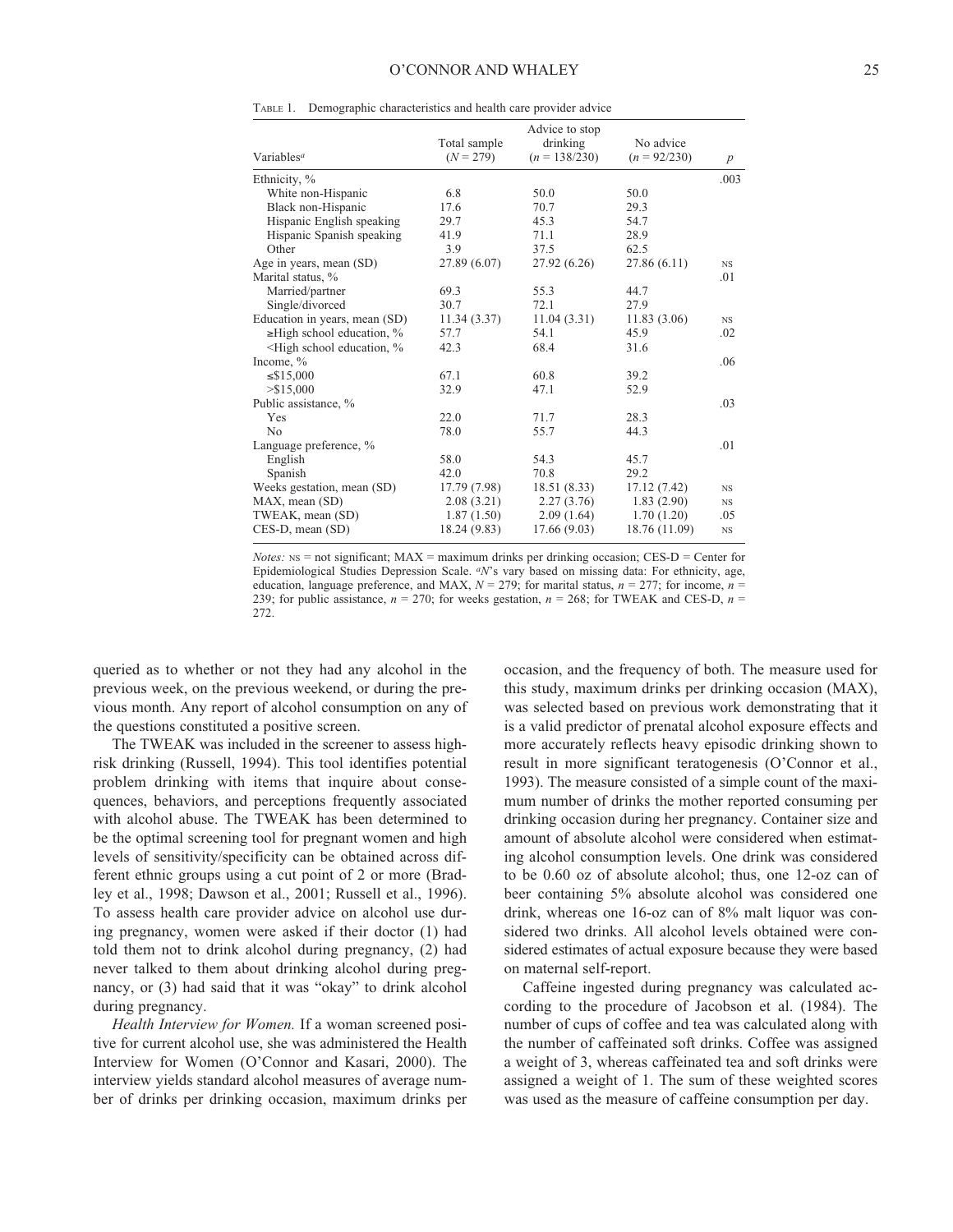Table 1. Demographic characteristics and health care provider advice

| Variables[a] | Total sample ($N$ = 279) | Advice to stop drinking ($n$ = 138/230) | No advice ($n$ = 92/230) | $p$ |
|---|---|---|---|---|
| Ethnicity, % | | | | .003 |
| White non-Hispanic | 6.8 | 50.0 | 50.0 | |
| Black non-Hispanic | 17.6 | 70.7 | 29.3 | |
| Hispanic English speaking | 29.7 | 45.3 | 54.7 | |
| Hispanic Spanish speaking | 41.9 | 71.1 | 28.9 | |
| Other | 3.9 | 37.5 | 62.5 | |
| Age in years, mean (SD) | 27.89 (6.07) | 27.92 (6.26) | 27.86 (6.11) | NS |
| Marital status, % | | | | .01 |
| Married/partner | 69.3 | 55.3 | 44.7 | |
| Single/divorced | 30.7 | 72.1 | 27.9 | |
| Education in years, mean (SD) | 11.34 (3.37) | 11.04 (3.31) | 11.83 (3.06) | NS |
| ≥High school education, % | 57.7 | 54.1 | 45.9 | .02 |
| <High school education, % | 42.3 | 68.4 | 31.6 | |
| Income, % | | | | .06 |
| ≤$15,000 | 67.1 | 60.8 | 39.2 | |
| >$15,000 | 32.9 | 47.1 | 52.9 | |
| Public assistance, % | | | | .03 |
| Yes | 22.0 | 71.7 | 28.3 | |
| No | 78.0 | 55.7 | 44.3 | |
| Language preference, % | | | | .01 |
| English | 58.0 | 54.3 | 45.7 | |
| Spanish | 42.0 | 70.8 | 29.2 | |
| Weeks gestation, mean (SD) | 17.79 (7.98) | 18.51 (8.33) | 17.12 (7.42) | NS |
| MAX, mean (SD) | 2.08 (3.21) | 2.27 (3.76) | 1.83 (2.90) | NS |
| TWEAK, mean (SD) | 1.87 (1.50) | 2.09 (1.64) | 1.70 (1.20) | .05 |
| CES-D, mean (SD) | 18.24 (9.83) | 17.66 (9.03) | 18.76 (11.09) | NS |

*Notes:* NS = not significant; MAX = maximum drinks per drinking occasion; CES-D = Center for Epidemiological Studies Depression Scale. [a]$N$'s vary based on missing data: For ethnicity, age, education, language preference, and MAX, $N$ = 279; for marital status, $n$ = 277; for income, $n$ = 239; for public assistance, $n$ = 270; for weeks gestation, $n$ = 268; for TWEAK and CES-D, $n$ = 272.

queried as to whether or not they had any alcohol in the previous week, on the previous weekend, or during the previous month. Any report of alcohol consumption on any of the questions constituted a positive screen.

The TWEAK was included in the screener to assess high-risk drinking (Russell, 1994). This tool identifies potential problem drinking with items that inquire about consequences, behaviors, and perceptions frequently associated with alcohol abuse. The TWEAK has been determined to be the optimal screening tool for pregnant women and high levels of sensitivity/specificity can be obtained across different ethnic groups using a cut point of 2 or more (Bradley et al., 1998; Dawson et al., 2001; Russell et al., 1996). To assess health care provider advice on alcohol use during pregnancy, women were asked if their doctor (1) had told them not to drink alcohol during pregnancy, (2) had never talked to them about drinking alcohol during pregnancy, or (3) had said that it was "okay" to drink alcohol during pregnancy.

*Health Interview for Women.* If a woman screened positive for current alcohol use, she was administered the Health Interview for Women (O'Connor and Kasari, 2000). The interview yields standard alcohol measures of average number of drinks per drinking occasion, maximum drinks per occasion, and the frequency of both. The measure used for this study, maximum drinks per drinking occasion (MAX), was selected based on previous work demonstrating that it is a valid predictor of prenatal alcohol exposure effects and more accurately reflects heavy episodic drinking shown to result in more significant teratogenesis (O'Connor et al., 1993). The measure consisted of a simple count of the maximum number of drinks the mother reported consuming per drinking occasion during her pregnancy. Container size and amount of absolute alcohol were considered when estimating alcohol consumption levels. One drink was considered to be 0.60 oz of absolute alcohol; thus, one 12-oz can of beer containing 5% absolute alcohol was considered one drink, whereas one 16-oz can of 8% malt liquor was considered two drinks. All alcohol levels obtained were considered estimates of actual exposure because they were based on maternal self-report.

Caffeine ingested during pregnancy was calculated according to the procedure of Jacobson et al. (1984). The number of cups of coffee and tea was calculated along with the number of caffeinated soft drinks. Coffee was assigned a weight of 3, whereas caffeinated tea and soft drinks were assigned a weight of 1. The sum of these weighted scores was used as the measure of caffeine consumption per day.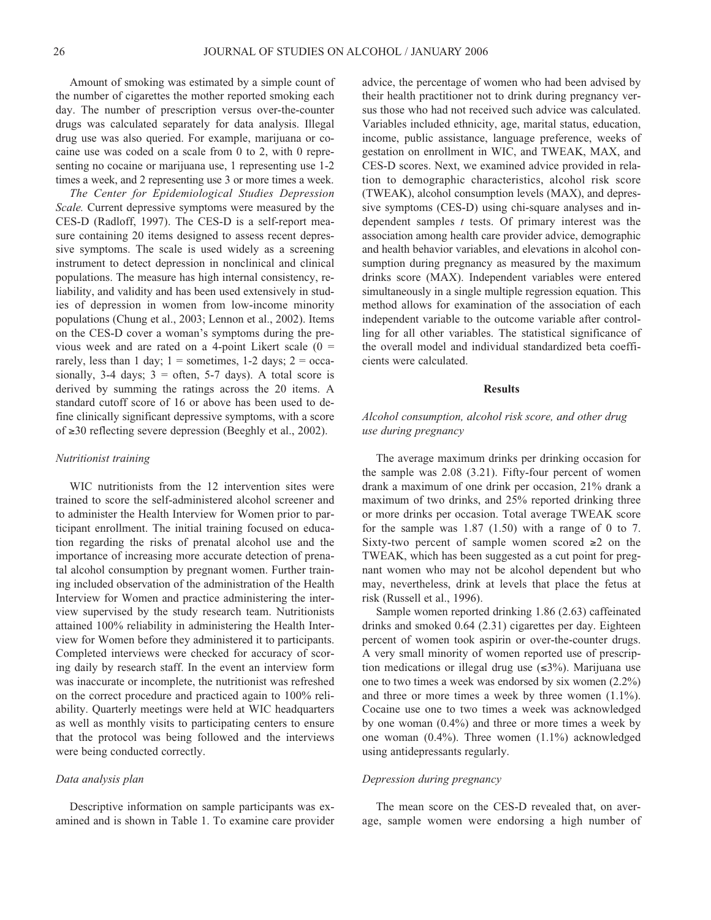Amount of smoking was estimated by a simple count of the number of cigarettes the mother reported smoking each day. The number of prescription versus over-the-counter drugs was calculated separately for data analysis. Illegal drug use was also queried. For example, marijuana or cocaine use was coded on a scale from 0 to 2, with 0 representing no cocaine or marijuana use, 1 representing use 1-2 times a week, and 2 representing use 3 or more times a week.

*The Center for Epidemiological Studies Depression Scale.* Current depressive symptoms were measured by the CES-D (Radloff, 1997). The CES-D is a self-report measure containing 20 items designed to assess recent depressive symptoms. The scale is used widely as a screening instrument to detect depression in nonclinical and clinical populations. The measure has high internal consistency, reliability, and validity and has been used extensively in studies of depression in women from low-income minority populations (Chung et al., 2003; Lennon et al., 2002). Items on the CES-D cover a woman's symptoms during the previous week and are rated on a 4-point Likert scale (0 = rarely, less than 1 day; 1 = sometimes, 1-2 days; 2 = occasionally, 3-4 days; 3 = often, 5-7 days). A total score is derived by summing the ratings across the 20 items. A standard cutoff score of 16 or above has been used to define clinically significant depressive symptoms, with a score of ≥30 reflecting severe depression (Beeghly et al., 2002).

### Nutritionist training

WIC nutritionists from the 12 intervention sites were trained to score the self-administered alcohol screener and to administer the Health Interview for Women prior to participant enrollment. The initial training focused on education regarding the risks of prenatal alcohol use and the importance of increasing more accurate detection of prenatal alcohol consumption by pregnant women. Further training included observation of the administration of the Health Interview for Women and practice administering the interview supervised by the study research team. Nutritionists attained 100% reliability in administering the Health Interview for Women before they administered it to participants. Completed interviews were checked for accuracy of scoring daily by research staff. In the event an interview form was inaccurate or incomplete, the nutritionist was refreshed on the correct procedure and practiced again to 100% reliability. Quarterly meetings were held at WIC headquarters as well as monthly visits to participating centers to ensure that the protocol was being followed and the interviews were being conducted correctly.

### Data analysis plan

Descriptive information on sample participants was examined and is shown in Table 1. To examine care provider advice, the percentage of women who had been advised by their health practitioner not to drink during pregnancy versus those who had not received such advice was calculated. Variables included ethnicity, age, marital status, education, income, public assistance, language preference, weeks of gestation on enrollment in WIC, and TWEAK, MAX, and CES-D scores. Next, we examined advice provided in relation to demographic characteristics, alcohol risk score (TWEAK), alcohol consumption levels (MAX), and depressive symptoms (CES-D) using chi-square analyses and independent samples *t* tests. Of primary interest was the association among health care provider advice, demographic and health behavior variables, and elevations in alcohol consumption during pregnancy as measured by the maximum drinks score (MAX). Independent variables were entered simultaneously in a single multiple regression equation. This method allows for examination of the association of each independent variable to the outcome variable after controlling for all other variables. The statistical significance of the overall model and individual standardized beta coefficients were calculated.

## Results

### Alcohol consumption, alcohol risk score, and other drug use during pregnancy

The average maximum drinks per drinking occasion for the sample was 2.08 (3.21). Fifty-four percent of women drank a maximum of one drink per occasion, 21% drank a maximum of two drinks, and 25% reported drinking three or more drinks per occasion. Total average TWEAK score for the sample was 1.87 (1.50) with a range of 0 to 7. Sixty-two percent of sample women scored ≥2 on the TWEAK, which has been suggested as a cut point for pregnant women who may not be alcohol dependent but who may, nevertheless, drink at levels that place the fetus at risk (Russell et al., 1996).

Sample women reported drinking 1.86 (2.63) caffeinated drinks and smoked 0.64 (2.31) cigarettes per day. Eighteen percent of women took aspirin or over-the-counter drugs. A very small minority of women reported use of prescription medications or illegal drug use (≤3%). Marijuana use one to two times a week was endorsed by six women (2.2%) and three or more times a week by three women (1.1%). Cocaine use one to two times a week was acknowledged by one woman (0.4%) and three or more times a week by one woman (0.4%). Three women (1.1%) acknowledged using antidepressants regularly.

### Depression during pregnancy

The mean score on the CES-D revealed that, on average, sample women were endorsing a high number of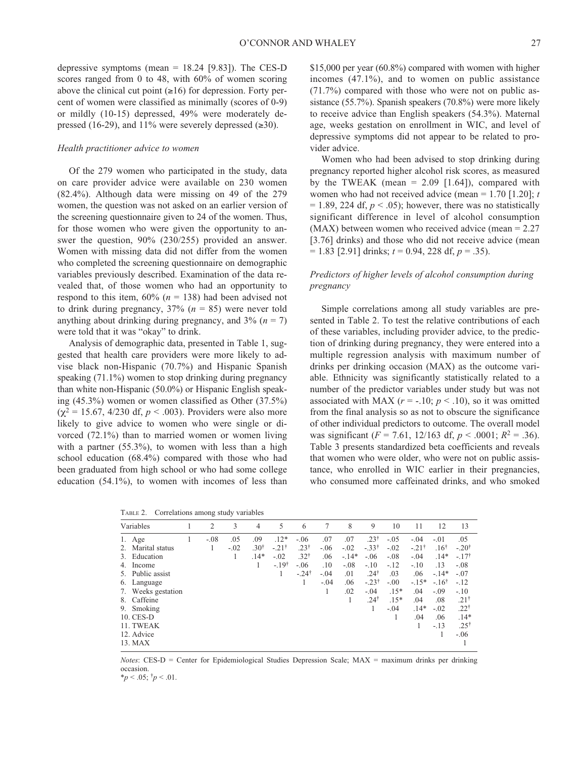depressive symptoms (mean = 18.24 [9.83]). The CES-D scores ranged from 0 to 48, with 60% of women scoring above the clinical cut point (≥16) for depression. Forty percent of women were classified as minimally (scores of 0-9) or mildly (10-15) depressed, 49% were moderately depressed (16-29), and 11% were severely depressed (≥30).

### *Health practitioner advice to women*

Of the 279 women who participated in the study, data on care provider advice were available on 230 women (82.4%). Although data were missing on 49 of the 279 women, the question was not asked on an earlier version of the screening questionnaire given to 24 of the women. Thus, for those women who were given the opportunity to answer the question, 90% (230/255) provided an answer. Women with missing data did not differ from the women who completed the screening questionnaire on demographic variables previously described. Examination of the data revealed that, of those women who had an opportunity to respond to this item, 60% ($n$ = 138) had been advised not to drink during pregnancy, 37% ($n$ = 85) were never told anything about drinking during pregnancy, and 3% ($n$ = 7) were told that it was "okay" to drink.

Analysis of demographic data, presented in Table 1, suggested that health care providers were more likely to advise black non-Hispanic (70.7%) and Hispanic Spanish speaking (71.1%) women to stop drinking during pregnancy than white non-Hispanic (50.0%) or Hispanic English speaking (45.3%) women or women classified as Other (37.5%) ($\chi^2$ = 15.67, 4/230 df, $p < .003$). Providers were also more likely to give advice to women who were single or divorced (72.1%) than to married women or women living with a partner (55.3%), to women with less than a high school education (68.4%) compared with those who had been graduated from high school or who had some college education (54.1%), to women with incomes of less than $15,000 per year (60.8%) compared with women with higher incomes (47.1%), and to women on public assistance (71.7%) compared with those who were not on public assistance (55.7%). Spanish speakers (70.8%) were more likely to receive advice than English speakers (54.3%). Maternal age, weeks gestation on enrollment in WIC, and level of depressive symptoms did not appear to be related to provider advice.

Women who had been advised to stop drinking during pregnancy reported higher alcohol risk scores, as measured by the TWEAK (mean = 2.09 [1.64]), compared with women who had not received advice (mean = 1.70 [1.20]; $t$ = 1.89, 224 df, $p < .05$); however, there was no statistically significant difference in level of alcohol consumption (MAX) between women who received advice (mean = 2.27 [3.76] drinks) and those who did not receive advice (mean = 1.83 [2.91] drinks; $t$ = 0.94, 228 df, $p$ = .35).

### *Predictors of higher levels of alcohol consumption during pregnancy*

Simple correlations among all study variables are presented in Table 2. To test the relative contributions of each of these variables, including provider advice, to the prediction of drinking during pregnancy, they were entered into a multiple regression analysis with maximum number of drinks per drinking occasion (MAX) as the outcome variable. Ethnicity was significantly statistically related to a number of the predictor variables under study but was not associated with MAX ($r$ = -.10; $p < .10$), so it was omitted from the final analysis so as not to obscure the significance of other individual predictors to outcome. The overall model was significant ($F$ = 7.61, 12/163 df, $p < .0001$; $R^2$ = .36). Table 3 presents standardized beta coefficients and reveals that women who were older, who were not on public assistance, who enrolled in WIC earlier in their pregnancies, who consumed more caffeinated drinks, and who smoked

TABLE 2. Correlations among study variables

| Variables | 1 | 2 | 3 | 4 | 5 | 6 | 7 | 8 | 9 | 10 | 11 | 12 | 13 |
|---|---|---|---|---|---|---|---|---|---|---|---|---|---|
| 1. Age | 1 | -.08 | .05 | .09 | .12* | -.06 | .07 | .07 | .23† | -.05 | -.04 | -.01 | .05 |
| 2. Marital status | | 1 | -.02 | .30† | -.21† | .23† | -.06 | -.02 | -.33† | -.02 | -.21† | .16† | -.20† |
| 3. Education | | | 1 | .14* | -.02 | .32† | .06 | -.14* | -.06 | -.08 | -.04 | .14* | -.17† |
| 4. Income | | | | 1 | -.19† | -.06 | .10 | -.08 | -.10 | -.12 | -.10 | .13 | -.08 |
| 5. Public assist | | | | | 1 | -.24† | -.04 | .01 | .24† | .03 | .06 | -.14* | -.07 |
| 6. Language | | | | | | 1 | -.04 | .06 | -.23† | -.00 | -.15* | -.16† | -.12 |
| 7. Weeks gestation | | | | | | | 1 | .02 | -.04 | .15* | .04 | -.09 | -.10 |
| 8. Caffeine | | | | | | | | 1 | .24† | .15* | .04 | .08 | .21† |
| 9. Smoking | | | | | | | | | 1 | -.04 | .14* | -.02 | .22† |
| 10. CES-D | | | | | | | | | | 1 | .04 | .06 | .14* |
| 11. TWEAK | | | | | | | | | | | 1 | -.13 | .25† |
| 12. Advice | | | | | | | | | | | | 1 | -.06 |
| 13. MAX | | | | | | | | | | | | | 1 |

*Notes*: CES-D = Center for Epidemiological Studies Depression Scale; MAX = maximum drinks per drinking occasion.
*$p < .05$; †$p < .01$.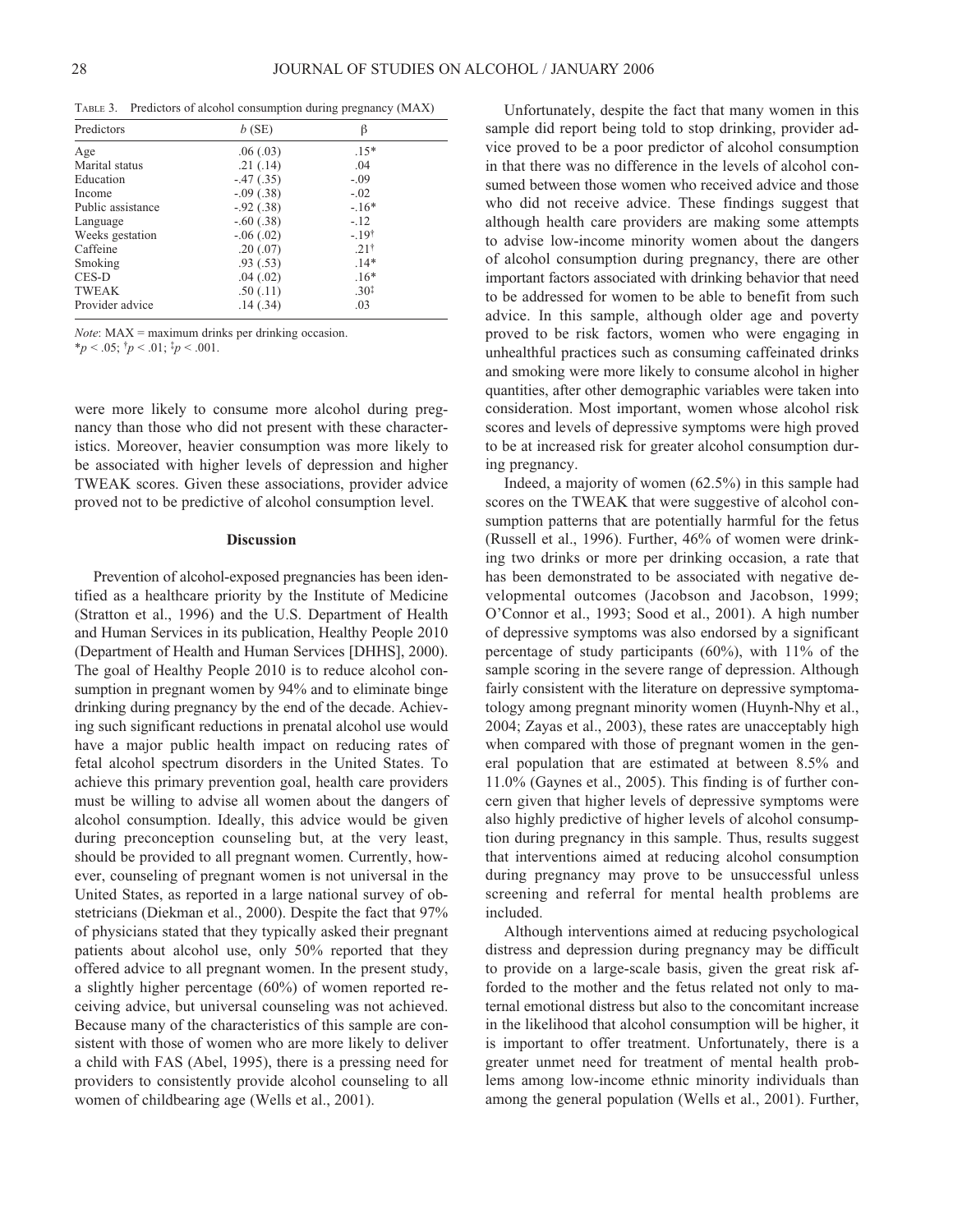Table 3. Predictors of alcohol consumption during pregnancy (MAX)

| Predictors | $b$ (SE) | β |
|---|---|---|
| Age | .06 (.03) | .15* |
| Marital status | .21 (.14) | .04 |
| Education | -.47 (.35) | -.09 |
| Income | -.09 (.38) | -.02 |
| Public assistance | -.92 (.38) | -.16* |
| Language | -.60 (.38) | -.12 |
| Weeks gestation | -.06 (.02) | -.19† |
| Caffeine | .20 (.07) | .21† |
| Smoking | .93 (.53) | .14* |
| CES-D | .04 (.02) | .16* |
| TWEAK | .50 (.11) | .30‡ |
| Provider advice | .14 (.34) | .03 |

*Note*: MAX = maximum drinks per drinking occasion.
* $p < .05$; † $p < .01$; ‡ $p < .001$.

were more likely to consume more alcohol during pregnancy than those who did not present with these characteristics. Moreover, heavier consumption was more likely to be associated with higher levels of depression and higher TWEAK scores. Given these associations, provider advice proved not to be predictive of alcohol consumption level.

## Discussion

Prevention of alcohol-exposed pregnancies has been identified as a healthcare priority by the Institute of Medicine (Stratton et al., 1996) and the U.S. Department of Health and Human Services in its publication, Healthy People 2010 (Department of Health and Human Services [DHHS], 2000). The goal of Healthy People 2010 is to reduce alcohol consumption in pregnant women by 94% and to eliminate binge drinking during pregnancy by the end of the decade. Achieving such significant reductions in prenatal alcohol use would have a major public health impact on reducing rates of fetal alcohol spectrum disorders in the United States. To achieve this primary prevention goal, health care providers must be willing to advise all women about the dangers of alcohol consumption. Ideally, this advice would be given during preconception counseling but, at the very least, should be provided to all pregnant women. Currently, however, counseling of pregnant women is not universal in the United States, as reported in a large national survey of obstetricians (Diekman et al., 2000). Despite the fact that 97% of physicians stated that they typically asked their pregnant patients about alcohol use, only 50% reported that they offered advice to all pregnant women. In the present study, a slightly higher percentage (60%) of women reported receiving advice, but universal counseling was not achieved. Because many of the characteristics of this sample are consistent with those of women who are more likely to deliver a child with FAS (Abel, 1995), there is a pressing need for providers to consistently provide alcohol counseling to all women of childbearing age (Wells et al., 2001).

Unfortunately, despite the fact that many women in this sample did report being told to stop drinking, provider advice proved to be a poor predictor of alcohol consumption in that there was no difference in the levels of alcohol consumed between those women who received advice and those who did not receive advice. These findings suggest that although health care providers are making some attempts to advise low-income minority women about the dangers of alcohol consumption during pregnancy, there are other important factors associated with drinking behavior that need to be addressed for women to be able to benefit from such advice. In this sample, although older age and poverty proved to be risk factors, women who were engaging in unhealthful practices such as consuming caffeinated drinks and smoking were more likely to consume alcohol in higher quantities, after other demographic variables were taken into consideration. Most important, women whose alcohol risk scores and levels of depressive symptoms were high proved to be at increased risk for greater alcohol consumption during pregnancy.

Indeed, a majority of women (62.5%) in this sample had scores on the TWEAK that were suggestive of alcohol consumption patterns that are potentially harmful for the fetus (Russell et al., 1996). Further, 46% of women were drinking two drinks or more per drinking occasion, a rate that has been demonstrated to be associated with negative developmental outcomes (Jacobson and Jacobson, 1999; O'Connor et al., 1993; Sood et al., 2001). A high number of depressive symptoms was also endorsed by a significant percentage of study participants (60%), with 11% of the sample scoring in the severe range of depression. Although fairly consistent with the literature on depressive symptomatology among pregnant minority women (Huynh-Nhy et al., 2004; Zayas et al., 2003), these rates are unacceptably high when compared with those of pregnant women in the general population that are estimated at between 8.5% and 11.0% (Gaynes et al., 2005). This finding is of further concern given that higher levels of depressive symptoms were also highly predictive of higher levels of alcohol consumption during pregnancy in this sample. Thus, results suggest that interventions aimed at reducing alcohol consumption during pregnancy may prove to be unsuccessful unless screening and referral for mental health problems are included.

Although interventions aimed at reducing psychological distress and depression during pregnancy may be difficult to provide on a large-scale basis, given the great risk afforded to the mother and the fetus related not only to maternal emotional distress but also to the concomitant increase in the likelihood that alcohol consumption will be higher, it is important to offer treatment. Unfortunately, there is a greater unmet need for treatment of mental health problems among low-income ethnic minority individuals than among the general population (Wells et al., 2001). Further,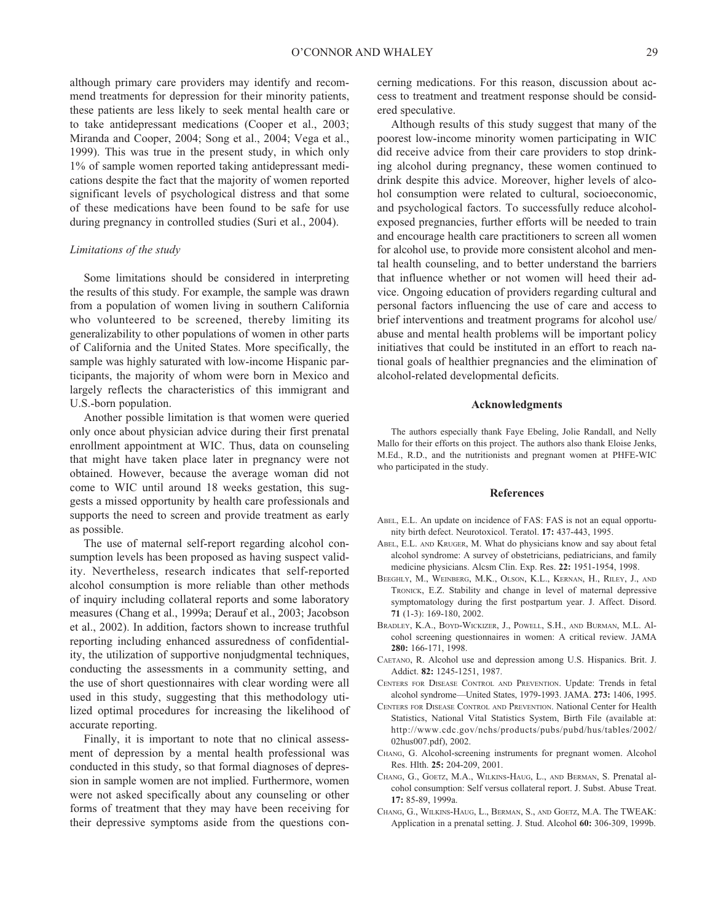although primary care providers may identify and recommend treatments for depression for their minority patients, these patients are less likely to seek mental health care or to take antidepressant medications (Cooper et al., 2003; Miranda and Cooper, 2004; Song et al., 2004; Vega et al., 1999). This was true in the present study, in which only 1% of sample women reported taking antidepressant medications despite the fact that the majority of women reported significant levels of psychological distress and that some of these medications have been found to be safe for use during pregnancy in controlled studies (Suri et al., 2004).

### *Limitations of the study*

Some limitations should be considered in interpreting the results of this study. For example, the sample was drawn from a population of women living in southern California who volunteered to be screened, thereby limiting its generalizability to other populations of women in other parts of California and the United States. More specifically, the sample was highly saturated with low-income Hispanic participants, the majority of whom were born in Mexico and largely reflects the characteristics of this immigrant and U.S.-born population.

Another possible limitation is that women were queried only once about physician advice during their first prenatal enrollment appointment at WIC. Thus, data on counseling that might have taken place later in pregnancy were not obtained. However, because the average woman did not come to WIC until around 18 weeks gestation, this suggests a missed opportunity by health care professionals and supports the need to screen and provide treatment as early as possible.

The use of maternal self-report regarding alcohol consumption levels has been proposed as having suspect validity. Nevertheless, research indicates that self-reported alcohol consumption is more reliable than other methods of inquiry including collateral reports and some laboratory measures (Chang et al., 1999a; Derauf et al., 2003; Jacobson et al., 2002). In addition, factors shown to increase truthful reporting including enhanced assuredness of confidentiality, the utilization of supportive nonjudgmental techniques, conducting the assessments in a community setting, and the use of short questionnaires with clear wording were all used in this study, suggesting that this methodology utilized optimal procedures for increasing the likelihood of accurate reporting.

Finally, it is important to note that no clinical assessment of depression by a mental health professional was conducted in this study, so that formal diagnoses of depression in sample women are not implied. Furthermore, women were not asked specifically about any counseling or other forms of treatment that they may have been receiving for their depressive symptoms aside from the questions concerning medications. For this reason, discussion about access to treatment and treatment response should be considered speculative.

Although results of this study suggest that many of the poorest low-income minority women participating in WIC did receive advice from their care providers to stop drinking alcohol during pregnancy, these women continued to drink despite this advice. Moreover, higher levels of alcohol consumption were related to cultural, socioeconomic, and psychological factors. To successfully reduce alcohol-exposed pregnancies, further efforts will be needed to train and encourage health care practitioners to screen all women for alcohol use, to provide more consistent alcohol and mental health counseling, and to better understand the barriers that influence whether or not women will heed their advice. Ongoing education of providers regarding cultural and personal factors influencing the use of care and access to brief interventions and treatment programs for alcohol use/abuse and mental health problems will be important policy initiatives that could be instituted in an effort to reach national goals of healthier pregnancies and the elimination of alcohol-related developmental deficits.

## Acknowledgments

The authors especially thank Faye Ebeling, Jolie Randall, and Nelly Mallo for their efforts on this project. The authors also thank Eloise Jenks, M.Ed., R.D., and the nutritionists and pregnant women at PHFE-WIC who participated in the study.

## References

ABEL, E.L. An update on incidence of FAS: FAS is not an equal opportunity birth defect. Neurotoxicol. Teratol. **17:** 437-443, 1995.

ABEL, E.L. AND KRUGER, M. What do physicians know and say about fetal alcohol syndrome: A survey of obstetricians, pediatricians, and family medicine physicians. Alcsm Clin. Exp. Res. **22:** 1951-1954, 1998.

BEEGHLY, M., WEINBERG, M.K., OLSON, K.L., KERNAN, H., RILEY, J., AND TRONICK, E.Z. Stability and change in level of maternal depressive symptomatology during the first postpartum year. J. Affect. Disord. **71** (1-3): 169-180, 2002.

BRADLEY, K.A., BOYD-WICKIZER, J., POWELL, S.H., AND BURMAN, M.L. Alcohol screening questionnaires in women: A critical review. JAMA **280:** 166-171, 1998.

CAETANO, R. Alcohol use and depression among U.S. Hispanics. Brit. J. Addict. **82:** 1245-1251, 1987.

CENTERS FOR DISEASE CONTROL AND PREVENTION. Update: Trends in fetal alcohol syndrome—United States, 1979-1993. JAMA. **273:** 1406, 1995.

CENTERS FOR DISEASE CONTROL AND PREVENTION. National Center for Health Statistics, National Vital Statistics System, Birth File (available at: http://www.cdc.gov/nchs/products/pubs/pubd/hus/tables/2002/02hus007.pdf), 2002.

CHANG, G. Alcohol-screening instruments for pregnant women. Alcohol Res. Hlth. **25:** 204-209, 2001.

CHANG, G., GOETZ, M.A., WILKINS-HAUG, L., AND BERMAN, S. Prenatal alcohol consumption: Self versus collateral report. J. Subst. Abuse Treat. **17:** 85-89, 1999a.

CHANG, G., WILKINS-HAUG, L., BERMAN, S., AND GOETZ, M.A. The TWEAK: Application in a prenatal setting. J. Stud. Alcohol **60:** 306-309, 1999b.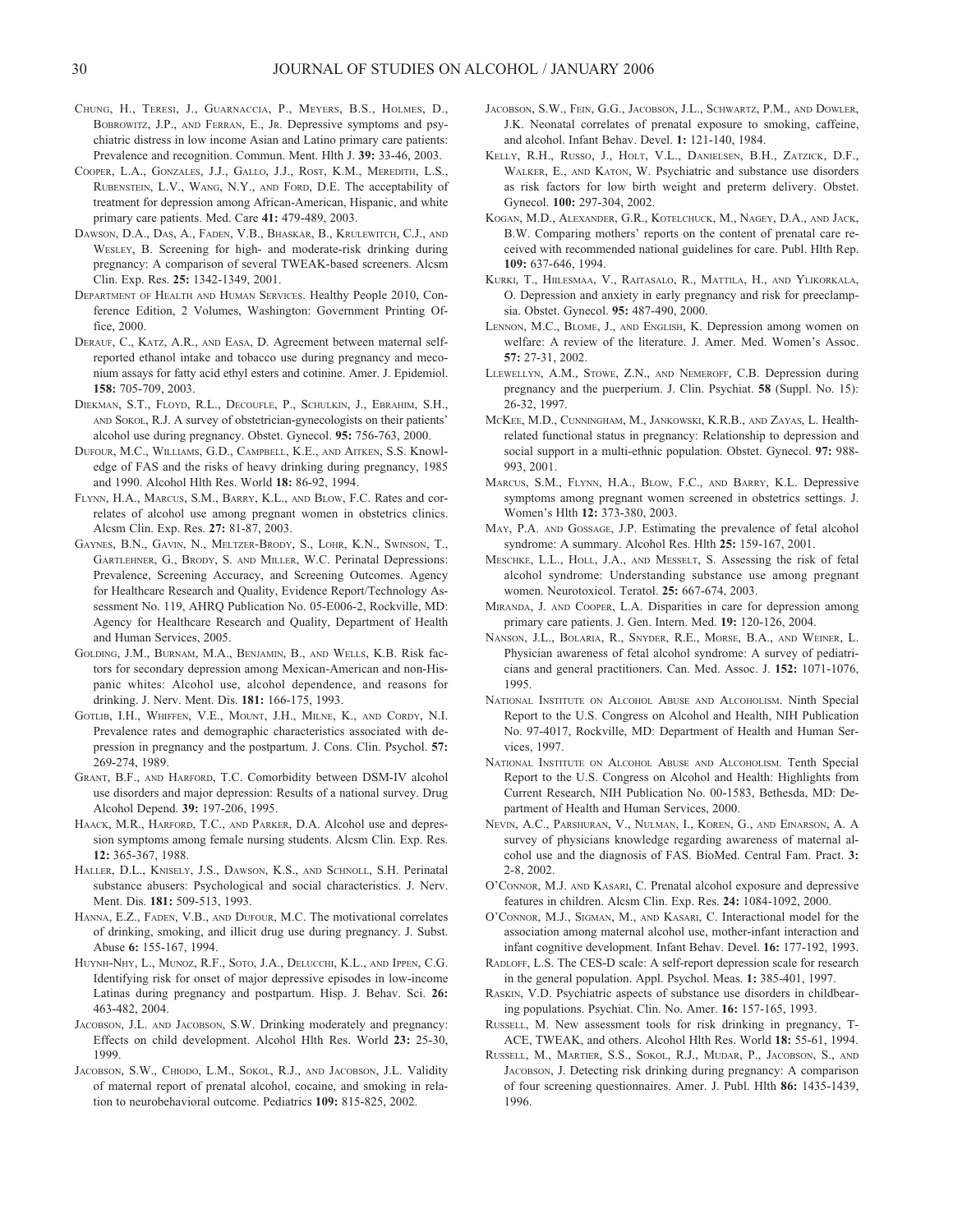Chung, H., Teresi, J., Guarnaccia, P., Meyers, B.S., Holmes, D., Bobrowitz, J.P., and Ferran, E., Jr. Depressive symptoms and psychiatric distress in low income Asian and Latino primary care patients: Prevalence and recognition. Commun. Ment. Hlth J. **39:** 33-46, 2003.

Cooper, L.A., Gonzales, J.J., Gallo, J.J., Rost, K.M., Meredith, L.S., Rubenstein, L.V., Wang, N.Y., and Ford, D.E. The acceptability of treatment for depression among African-American, Hispanic, and white primary care patients. Med. Care **41:** 479-489, 2003.

Dawson, D.A., Das, A., Faden, V.B., Bhaskar, B., Krulewitch, C.J., and Wesley, B. Screening for high- and moderate-risk drinking during pregnancy: A comparison of several TWEAK-based screeners. Alcsm Clin. Exp. Res. **25:** 1342-1349, 2001.

Department of Health and Human Services. Healthy People 2010, Conference Edition, 2 Volumes, Washington: Government Printing Office, 2000.

Derauf, C., Katz, A.R., and Easa, D. Agreement between maternal self-reported ethanol intake and tobacco use during pregnancy and meconium assays for fatty acid ethyl esters and cotinine. Amer. J. Epidemiol. **158:** 705-709, 2003.

Diekman, S.T., Floyd, R.L., Decoufle, P., Schulkin, J., Ebrahim, S.H., and Sokol, R.J. A survey of obstetrician-gynecologists on their patients' alcohol use during pregnancy. Obstet. Gynecol. **95:** 756-763, 2000.

Dufour, M.C., Williams, G.D., Campbell, K.E., and Aitken, S.S. Knowledge of FAS and the risks of heavy drinking during pregnancy, 1985 and 1990. Alcohol Hlth Res. World **18:** 86-92, 1994.

Flynn, H.A., Marcus, S.M., Barry, K.L., and Blow, F.C. Rates and correlates of alcohol use among pregnant women in obstetrics clinics. Alcsm Clin. Exp. Res. **27:** 81-87, 2003.

Gaynes, B.N., Gavin, N., Meltzer-Brody, S., Lohr, K.N., Swinson, T., Gartlehner, G., Brody, S. and Miller, W.C. Perinatal Depressions: Prevalence, Screening Accuracy, and Screening Outcomes. Agency for Healthcare Research and Quality, Evidence Report/Technology Assessment No. 119, AHRQ Publication No. 05-E006-2, Rockville, MD: Agency for Healthcare Research and Quality, Department of Health and Human Services, 2005.

Golding, J.M., Burnam, M.A., Benjamin, B., and Wells, K.B. Risk factors for secondary depression among Mexican-American and non-Hispanic whites: Alcohol use, alcohol dependence, and reasons for drinking. J. Nerv. Ment. Dis. **181:** 166-175, 1993.

Gotlib, I.H., Whiffen, V.E., Mount, J.H., Milne, K., and Cordy, N.I. Prevalence rates and demographic characteristics associated with depression in pregnancy and the postpartum. J. Cons. Clin. Psychol. **57:** 269-274, 1989.

Grant, B.F., and Harford, T.C. Comorbidity between DSM-IV alcohol use disorders and major depression: Results of a national survey. Drug Alcohol Depend. **39:** 197-206, 1995.

Haack, M.R., Harford, T.C., and Parker, D.A. Alcohol use and depression symptoms among female nursing students. Alcsm Clin. Exp. Res. **12:** 365-367, 1988.

Haller, D.L., Knisely, J.S., Dawson, K.S., and Schnoll, S.H. Perinatal substance abusers: Psychological and social characteristics. J. Nerv. Ment. Dis. **181:** 509-513, 1993.

Hanna, E.Z., Faden, V.B., and Dufour, M.C. The motivational correlates of drinking, smoking, and illicit drug use during pregnancy. J. Subst. Abuse **6:** 155-167, 1994.

Huynh-Nhy, L., Munoz, R.F., Soto, J.A., Delucchi, K.L., and Ippen, C.G. Identifying risk for onset of major depressive episodes in low-income Latinas during pregnancy and postpartum. Hisp. J. Behav. Sci. **26:** 463-482, 2004.

Jacobson, J.L. and Jacobson, S.W. Drinking moderately and pregnancy: Effects on child development. Alcohol Hlth Res. World **23:** 25-30, 1999.

Jacobson, S.W., Chiodo, L.M., Sokol, R.J., and Jacobson, J.L. Validity of maternal report of prenatal alcohol, cocaine, and smoking in relation to neurobehavioral outcome. Pediatrics **109:** 815-825, 2002.

Jacobson, S.W., Fein, G.G., Jacobson, J.L., Schwartz, P.M., and Dowler, J.K. Neonatal correlates of prenatal exposure to smoking, caffeine, and alcohol. Infant Behav. Devel. **1:** 121-140, 1984.

Kelly, R.H., Russo, J., Holt, V.L., Danielsen, B.H., Zatzick, D.F., Walker, E., and Katon, W. Psychiatric and substance use disorders as risk factors for low birth weight and preterm delivery. Obstet. Gynecol. **100:** 297-304, 2002.

Kogan, M.D., Alexander, G.R., Kotelchuck, M., Nagey, D.A., and Jack, B.W. Comparing mothers' reports on the content of prenatal care received with recommended national guidelines for care. Publ. Hlth Rep. **109:** 637-646, 1994.

Kurki, T., Hiilesmaa, V., Raitasalo, R., Mattila, H., and Ylikorkala, O. Depression and anxiety in early pregnancy and risk for preeclampsia. Obstet. Gynecol. **95:** 487-490, 2000.

Lennon, M.C., Blome, J., and English, K. Depression among women on welfare: A review of the literature. J. Amer. Med. Women's Assoc. **57:** 27-31, 2002.

Llewellyn, A.M., Stowe, Z.N., and Nemeroff, C.B. Depression during pregnancy and the puerperium. J. Clin. Psychiat. **58** (Suppl. No. 15): 26-32, 1997.

McKee, M.D., Cunningham, M., Jankowski, K.R.B., and Zayas, L. Health-related functional status in pregnancy: Relationship to depression and social support in a multi-ethnic population. Obstet. Gynecol. **97:** 988-993, 2001.

Marcus, S.M., Flynn, H.A., Blow, F.C., and Barry, K.L. Depressive symptoms among pregnant women screened in obstetrics settings. J. Women's Hlth **12:** 373-380, 2003.

May, P.A. and Gossage, J.P. Estimating the prevalence of fetal alcohol syndrome: A summary. Alcohol Res. Hlth **25:** 159-167, 2001.

Meschke, L.L., Holl, J.A., and Messelt, S. Assessing the risk of fetal alcohol syndrome: Understanding substance use among pregnant women. Neurotoxicol. Teratol. **25:** 667-674, 2003.

Miranda, J. and Cooper, L.A. Disparities in care for depression among primary care patients. J. Gen. Intern. Med. **19:** 120-126, 2004.

Nanson, J.L., Bolaria, R., Snyder, R.E., Morse, B.A., and Weiner, L. Physician awareness of fetal alcohol syndrome: A survey of pediatricians and general practitioners. Can. Med. Assoc. J. **152:** 1071-1076, 1995.

National Institute on Alcohol Abuse and Alcoholism. Ninth Special Report to the U.S. Congress on Alcohol and Health, NIH Publication No. 97-4017, Rockville, MD: Department of Health and Human Services, 1997.

National Institute on Alcohol Abuse and Alcoholism. Tenth Special Report to the U.S. Congress on Alcohol and Health: Highlights from Current Research, NIH Publication No. 00-1583, Bethesda, MD: Department of Health and Human Services, 2000.

Nevin, A.C., Parshuran, V., Nulman, I., Koren, G., and Einarson, A. A survey of physicians knowledge regarding awareness of maternal alcohol use and the diagnosis of FAS. BioMed. Central Fam. Pract. **3:** 2-8, 2002.

O'Connor, M.J. and Kasari, C. Prenatal alcohol exposure and depressive features in children. Alcsm Clin. Exp. Res. **24:** 1084-1092, 2000.

O'Connor, M.J., Sigman, M., and Kasari, C. Interactional model for the association among maternal alcohol use, mother-infant interaction and infant cognitive development. Infant Behav. Devel. **16:** 177-192, 1993.

Radloff, L.S. The CES-D scale: A self-report depression scale for research in the general population. Appl. Psychol. Meas. **1:** 385-401, 1997.

Raskin, V.D. Psychiatric aspects of substance use disorders in childbearing populations. Psychiat. Clin. No. Amer. **16:** 157-165, 1993.

Russell, M. New assessment tools for risk drinking in pregnancy, T-ACE, TWEAK, and others. Alcohol Hlth Res. World **18:** 55-61, 1994.

Russell, M., Martier, S.S., Sokol, R.J., Mudar, P., Jacobson, S., and Jacobson, J. Detecting risk drinking during pregnancy: A comparison of four screening questionnaires. Amer. J. Publ. Hlth **86:** 1435-1439, 1996.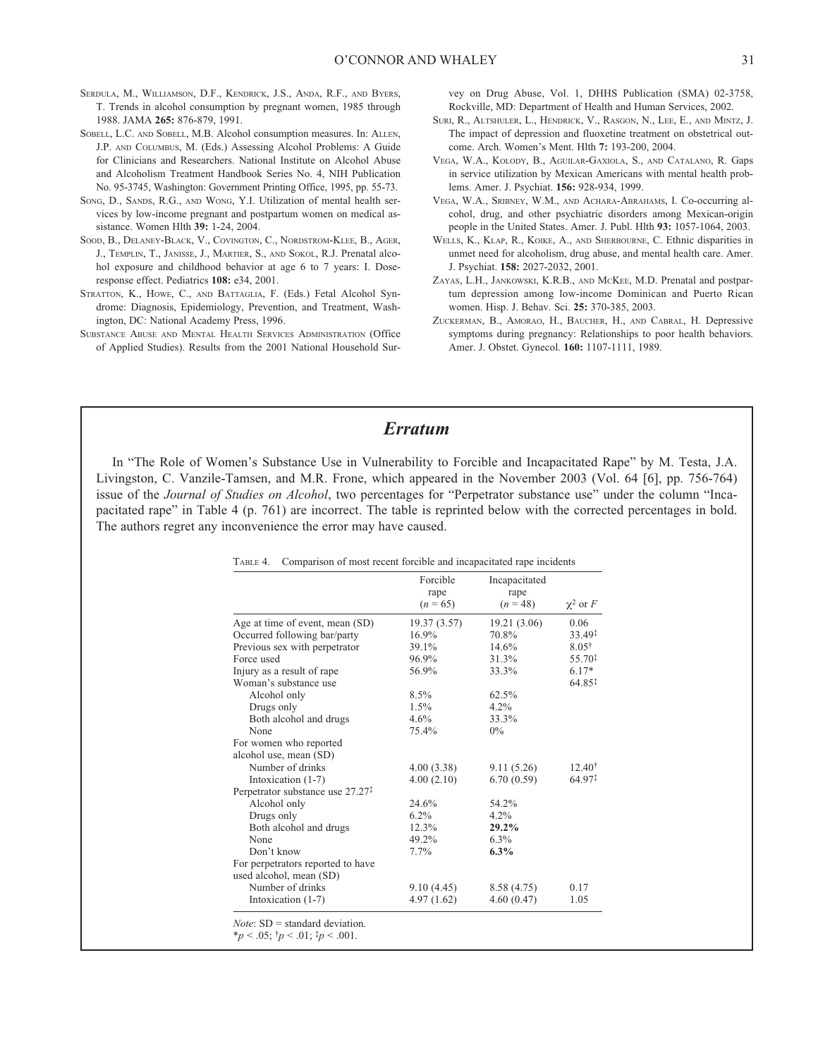SERDULA, M., WILLIAMSON, D.F., KENDRICK, J.S., ANDA, R.F., AND BYERS, T. Trends in alcohol consumption by pregnant women, 1985 through 1988. JAMA **265:** 876-879, 1991.

SOBELL, L.C. AND SOBELL, M.B. Alcohol consumption measures. In: ALLEN, J.P. AND COLUMBUS, M. (Eds.) Assessing Alcohol Problems: A Guide for Clinicians and Researchers. National Institute on Alcohol Abuse and Alcoholism Treatment Handbook Series No. 4, NIH Publication No. 95-3745, Washington: Government Printing Office, 1995, pp. 55-73.

SONG, D., SANDS, R.G., AND WONG, Y.I. Utilization of mental health services by low-income pregnant and postpartum women on medical assistance. Women Hlth **39:** 1-24, 2004.

SOOD, B., DELANEY-BLACK, V., COVINGTON, C., NORDSTROM-KLEE, B., AGER, J., TEMPLIN, T., JANISSE, J., MARTIER, S., AND SOKOL, R.J. Prenatal alcohol exposure and childhood behavior at age 6 to 7 years: I. Dose-response effect. Pediatrics **108:** e34, 2001.

STRATTON, K., HOWE, C., AND BATTAGLIA, F. (Eds.) Fetal Alcohol Syndrome: Diagnosis, Epidemiology, Prevention, and Treatment, Washington, DC: National Academy Press, 1996.

SUBSTANCE ABUSE AND MENTAL HEALTH SERVICES ADMINISTRATION (Office of Applied Studies). Results from the 2001 National Household Survey on Drug Abuse, Vol. 1, DHHS Publication (SMA) 02-3758, Rockville, MD: Department of Health and Human Services, 2002.

SURI, R., ALTSHULER, L., HENDRICK, V., RASGON, N., LEE, E., AND MINTZ, J. The impact of depression and fluoxetine treatment on obstetrical outcome. Arch. Women's Ment. Hlth **7:** 193-200, 2004.

VEGA, W.A., KOLODY, B., AGUILAR-GAXIOLA, S., AND CATALANO, R. Gaps in service utilization by Mexican Americans with mental health problems. Amer. J. Psychiat. **156:** 928-934, 1999.

VEGA, W.A., SRIBNEY, W.M., AND ACHARA-ABRAHAMS, I. Co-occurring alcohol, drug, and other psychiatric disorders among Mexican-origin people in the United States. Amer. J. Publ. Hlth **93:** 1057-1064, 2003.

WELLS, K., KLAP, R., KOIKE, A., AND SHERBOURNE, C. Ethnic disparities in unmet need for alcoholism, drug abuse, and mental health care. Amer. J. Psychiat. **158:** 2027-2032, 2001.

ZAYAS, L.H., JANKOWSKI, K.R.B., AND MCKEE, M.D. Prenatal and postpartum depression among low-income Dominican and Puerto Rican women. Hisp. J. Behav. Sci. **25:** 370-385, 2003.

ZUCKERMAN, B., AMORAO, H., BAUCHER, H., AND CABRAL, H. Depressive symptoms during pregnancy: Relationships to poor health behaviors. Amer. J. Obstet. Gynecol. **160:** 1107-1111, 1989.

## *Erratum*

In "The Role of Women's Substance Use in Vulnerability to Forcible and Incapacitated Rape" by M. Testa, J.A. Livingston, C. Vanzile-Tamsen, and M.R. Frone, which appeared in the November 2003 (Vol. 64 [6], pp. 756-764) issue of the *Journal of Studies on Alcohol*, two percentages for "Perpetrator substance use" under the column "Incapacitated rape" in Table 4 (p. 761) are incorrect. The table is reprinted below with the corrected percentages in bold. The authors regret any inconvenience the error may have caused.

TABLE 4. Comparison of most recent forcible and incapacitated rape incidents

| | Forcible rape ($n$ = 65) | Incapacitated rape ($n$ = 48) | $\chi^2$ or $F$ |
|---|---|---|---|
| Age at time of event, mean (SD) | 19.37 (3.57) | 19.21 (3.06) | 0.06 |
| Occurred following bar/party | 16.9% | 70.8% | 33.49‡ |
| Previous sex with perpetrator | 39.1% | 14.6% | 8.05† |
| Force used | 96.9% | 31.3% | 55.70‡ |
| Injury as a result of rape | 56.9% | 33.3% | 6.17* |
| Woman's substance use | | | 64.85‡ |
| Alcohol only | 8.5% | 62.5% | |
| Drugs only | 1.5% | 4.2% | |
| Both alcohol and drugs | 4.6% | 33.3% | |
| None | 75.4% | 0% | |
| For women who reported alcohol use, mean (SD) | | | |
| Number of drinks | 4.00 (3.38) | 9.11 (5.26) | 12.40† |
| Intoxication (1-7) | 4.00 (2.10) | 6.70 (0.59) | 64.97‡ |
| Perpetrator substance use 27.27‡ | | | |
| Alcohol only | 24.6% | 54.2% | |
| Drugs only | 6.2% | 4.2% | |
| Both alcohol and drugs | 12.3% | **29.2%** | |
| None | 49.2% | 6.3% | |
| Don't know | 7.7% | **6.3%** | |
| For perpetrators reported to have used alcohol, mean (SD) | | | |
| Number of drinks | 9.10 (4.45) | 8.58 (4.75) | 0.17 |
| Intoxication (1-7) | 4.97 (1.62) | 4.60 (0.47) | 1.05 |

*Note*: SD = standard deviation.
\*$p < .05$; †$p < .01$; ‡$p < .001$.